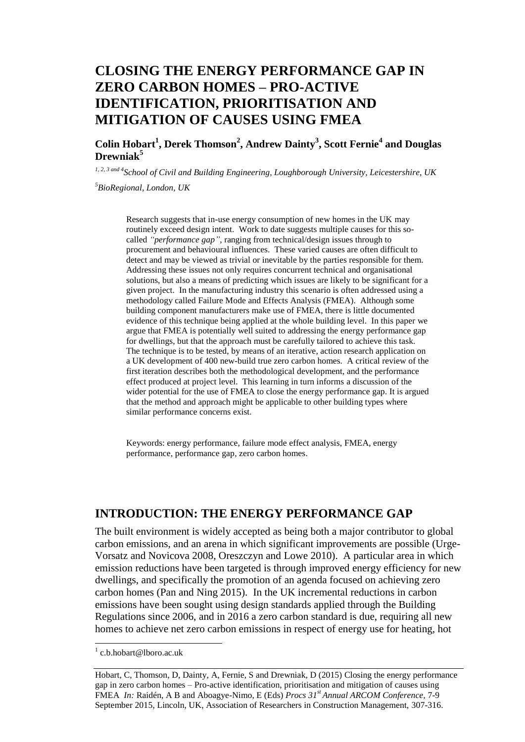# CLOSING THE ENERGY PERFORMANCE GAP IN ZERO CARBON HOMES – PRO-ACTIVE IDENTIFICATION, PRIORITISATION AND MITIGATION OF CAUSES USING FMEA

**Colin Hobart[1], Derek Thomson[2], Andrew Dainty[3], Scott Fernie[4] and Douglas Drewniak[5]**

[1, 2, 3 and 4] *School of Civil and Building Engineering, Loughborough University, Leicestershire, UK*

[5] *BioRegional, London, UK*

Research suggests that in-use energy consumption of new homes in the UK may routinely exceed design intent. Work to date suggests multiple causes for this so-called *"performance gap"*, ranging from technical/design issues through to procurement and behavioural influences. These varied causes are often difficult to detect and may be viewed as trivial or inevitable by the parties responsible for them. Addressing these issues not only requires concurrent technical and organisational solutions, but also a means of predicting which issues are likely to be significant for a given project. In the manufacturing industry this scenario is often addressed using a methodology called Failure Mode and Effects Analysis (FMEA). Although some building component manufacturers make use of FMEA, there is little documented evidence of this technique being applied at the whole building level. In this paper we argue that FMEA is potentially well suited to addressing the energy performance gap for dwellings, but that the approach must be carefully tailored to achieve this task. The technique is to be tested, by means of an iterative, action research application on a UK development of 400 new-build true zero carbon homes. A critical review of the first iteration describes both the methodological development, and the performance effect produced at project level. This learning in turn informs a discussion of the wider potential for the use of FMEA to close the energy performance gap. It is argued that the method and approach might be applicable to other building types where similar performance concerns exist.

Keywords: energy performance, failure mode effect analysis, FMEA, energy performance, performance gap, zero carbon homes.

## INTRODUCTION: THE ENERGY PERFORMANCE GAP

The built environment is widely accepted as being both a major contributor to global carbon emissions, and an arena in which significant improvements are possible (Urge-Vorsatz and Novicova 2008, Oreszczyn and Lowe 2010). A particular area in which emission reductions have been targeted is through improved energy efficiency for new dwellings, and specifically the promotion of an agenda focused on achieving zero carbon homes (Pan and Ning 2015). In the UK incremental reductions in carbon emissions have been sought using design standards applied through the Building Regulations since 2006, and in 2016 a zero carbon standard is due, requiring all new homes to achieve net zero carbon emissions in respect of energy use for heating, hot

[1] c.b.hobart@lboro.ac.uk

Hobart, C, Thomson, D, Dainty, A, Fernie, S and Drewniak, D (2015) Closing the energy performance gap in zero carbon homes – Pro-active identification, prioritisation and mitigation of causes using FMEA *In:* Raidén, A B and Aboagye-Nimo, E (Eds) *Procs 31st Annual ARCOM Conference,* 7-9 September 2015, Lincoln, UK, Association of Researchers in Construction Management, 307-316.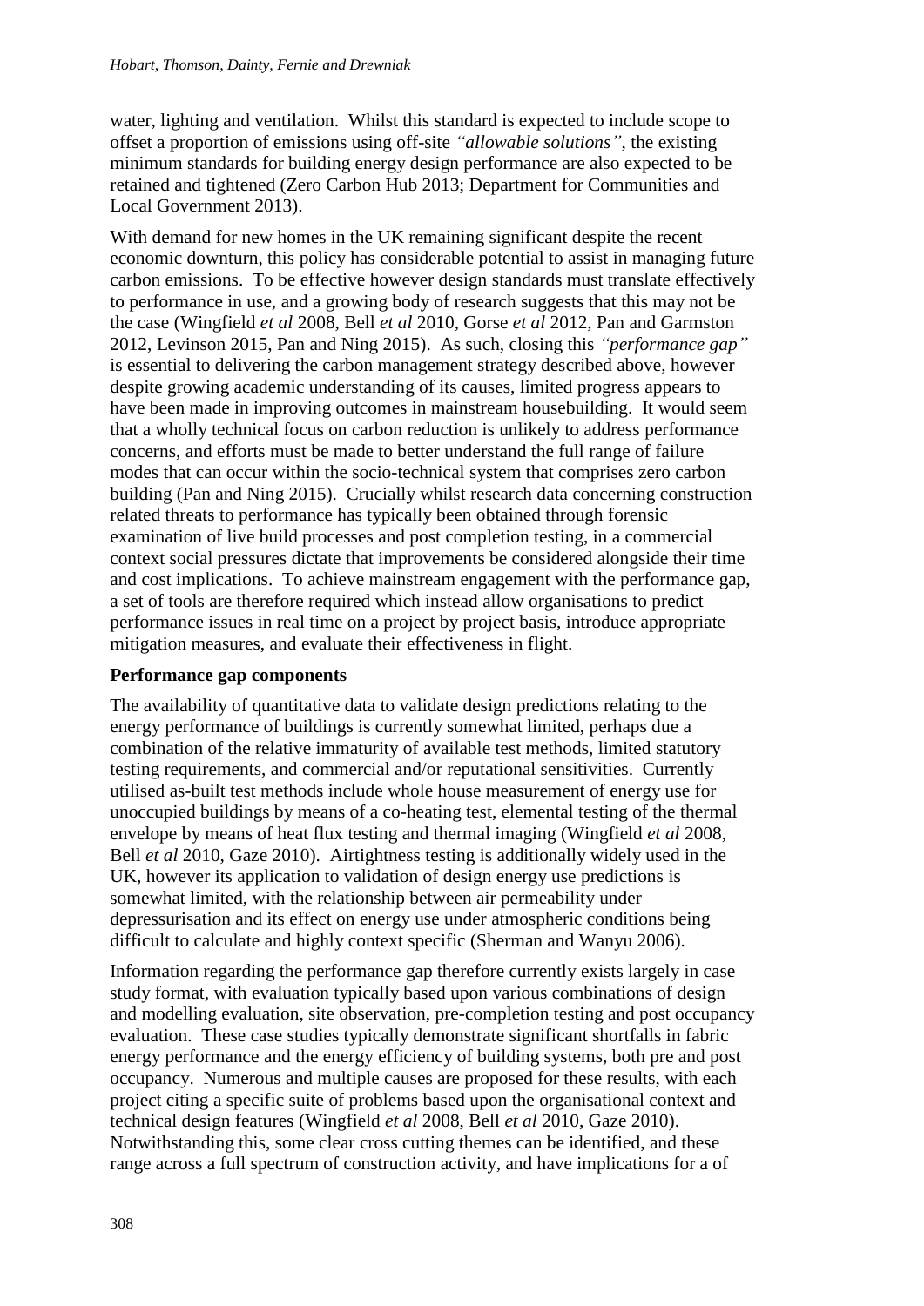water, lighting and ventilation. Whilst this standard is expected to include scope to offset a proportion of emissions using off-site *"allowable solutions"*, the existing minimum standards for building energy design performance are also expected to be retained and tightened (Zero Carbon Hub 2013; Department for Communities and Local Government 2013).

With demand for new homes in the UK remaining significant despite the recent economic downturn, this policy has considerable potential to assist in managing future carbon emissions. To be effective however design standards must translate effectively to performance in use, and a growing body of research suggests that this may not be the case (Wingfield *et al* 2008, Bell *et al* 2010, Gorse *et al* 2012, Pan and Garmston 2012, Levinson 2015, Pan and Ning 2015). As such, closing this *"performance gap"* is essential to delivering the carbon management strategy described above, however despite growing academic understanding of its causes, limited progress appears to have been made in improving outcomes in mainstream housebuilding. It would seem that a wholly technical focus on carbon reduction is unlikely to address performance concerns, and efforts must be made to better understand the full range of failure modes that can occur within the socio-technical system that comprises zero carbon building (Pan and Ning 2015). Crucially whilst research data concerning construction related threats to performance has typically been obtained through forensic examination of live build processes and post completion testing, in a commercial context social pressures dictate that improvements be considered alongside their time and cost implications. To achieve mainstream engagement with the performance gap, a set of tools are therefore required which instead allow organisations to predict performance issues in real time on a project by project basis, introduce appropriate mitigation measures, and evaluate their effectiveness in flight.

**Performance gap components**

The availability of quantitative data to validate design predictions relating to the energy performance of buildings is currently somewhat limited, perhaps due a combination of the relative immaturity of available test methods, limited statutory testing requirements, and commercial and/or reputational sensitivities. Currently utilised as-built test methods include whole house measurement of energy use for unoccupied buildings by means of a co-heating test, elemental testing of the thermal envelope by means of heat flux testing and thermal imaging (Wingfield *et al* 2008, Bell *et al* 2010, Gaze 2010). Airtightness testing is additionally widely used in the UK, however its application to validation of design energy use predictions is somewhat limited, with the relationship between air permeability under depressurisation and its effect on energy use under atmospheric conditions being difficult to calculate and highly context specific (Sherman and Wanyu 2006).

Information regarding the performance gap therefore currently exists largely in case study format, with evaluation typically based upon various combinations of design and modelling evaluation, site observation, pre-completion testing and post occupancy evaluation. These case studies typically demonstrate significant shortfalls in fabric energy performance and the energy efficiency of building systems, both pre and post occupancy. Numerous and multiple causes are proposed for these results, with each project citing a specific suite of problems based upon the organisational context and technical design features (Wingfield *et al* 2008, Bell *et al* 2010, Gaze 2010). Notwithstanding this, some clear cross cutting themes can be identified, and these range across a full spectrum of construction activity, and have implications for a of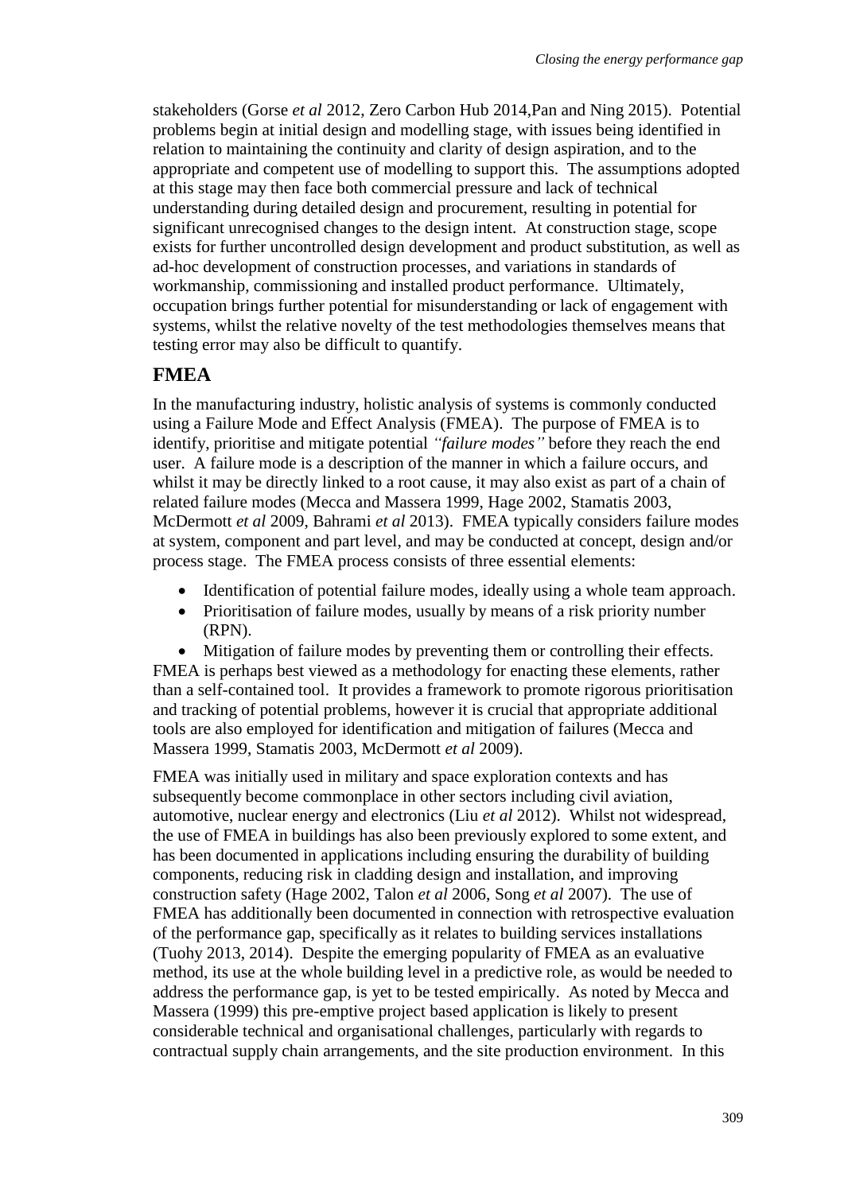stakeholders (Gorse *et al* 2012, Zero Carbon Hub 2014,Pan and Ning 2015). Potential problems begin at initial design and modelling stage, with issues being identified in relation to maintaining the continuity and clarity of design aspiration, and to the appropriate and competent use of modelling to support this. The assumptions adopted at this stage may then face both commercial pressure and lack of technical understanding during detailed design and procurement, resulting in potential for significant unrecognised changes to the design intent. At construction stage, scope exists for further uncontrolled design development and product substitution, as well as ad-hoc development of construction processes, and variations in standards of workmanship, commissioning and installed product performance. Ultimately, occupation brings further potential for misunderstanding or lack of engagement with systems, whilst the relative novelty of the test methodologies themselves means that testing error may also be difficult to quantify.

## FMEA

In the manufacturing industry, holistic analysis of systems is commonly conducted using a Failure Mode and Effect Analysis (FMEA). The purpose of FMEA is to identify, prioritise and mitigate potential *"failure modes"* before they reach the end user. A failure mode is a description of the manner in which a failure occurs, and whilst it may be directly linked to a root cause, it may also exist as part of a chain of related failure modes (Mecca and Massera 1999, Hage 2002, Stamatis 2003, McDermott *et al* 2009, Bahrami *et al* 2013). FMEA typically considers failure modes at system, component and part level, and may be conducted at concept, design and/or process stage. The FMEA process consists of three essential elements:

- Identification of potential failure modes, ideally using a whole team approach.
- Prioritisation of failure modes, usually by means of a risk priority number (RPN).
- Mitigation of failure modes by preventing them or controlling their effects.

FMEA is perhaps best viewed as a methodology for enacting these elements, rather than a self-contained tool. It provides a framework to promote rigorous prioritisation and tracking of potential problems, however it is crucial that appropriate additional tools are also employed for identification and mitigation of failures (Mecca and Massera 1999, Stamatis 2003, McDermott *et al* 2009).

FMEA was initially used in military and space exploration contexts and has subsequently become commonplace in other sectors including civil aviation, automotive, nuclear energy and electronics (Liu *et al* 2012). Whilst not widespread, the use of FMEA in buildings has also been previously explored to some extent, and has been documented in applications including ensuring the durability of building components, reducing risk in cladding design and installation, and improving construction safety (Hage 2002, Talon *et al* 2006, Song *et al* 2007). The use of FMEA has additionally been documented in connection with retrospective evaluation of the performance gap, specifically as it relates to building services installations (Tuohy 2013, 2014). Despite the emerging popularity of FMEA as an evaluative method, its use at the whole building level in a predictive role, as would be needed to address the performance gap, is yet to be tested empirically. As noted by Mecca and Massera (1999) this pre-emptive project based application is likely to present considerable technical and organisational challenges, particularly with regards to contractual supply chain arrangements, and the site production environment. In this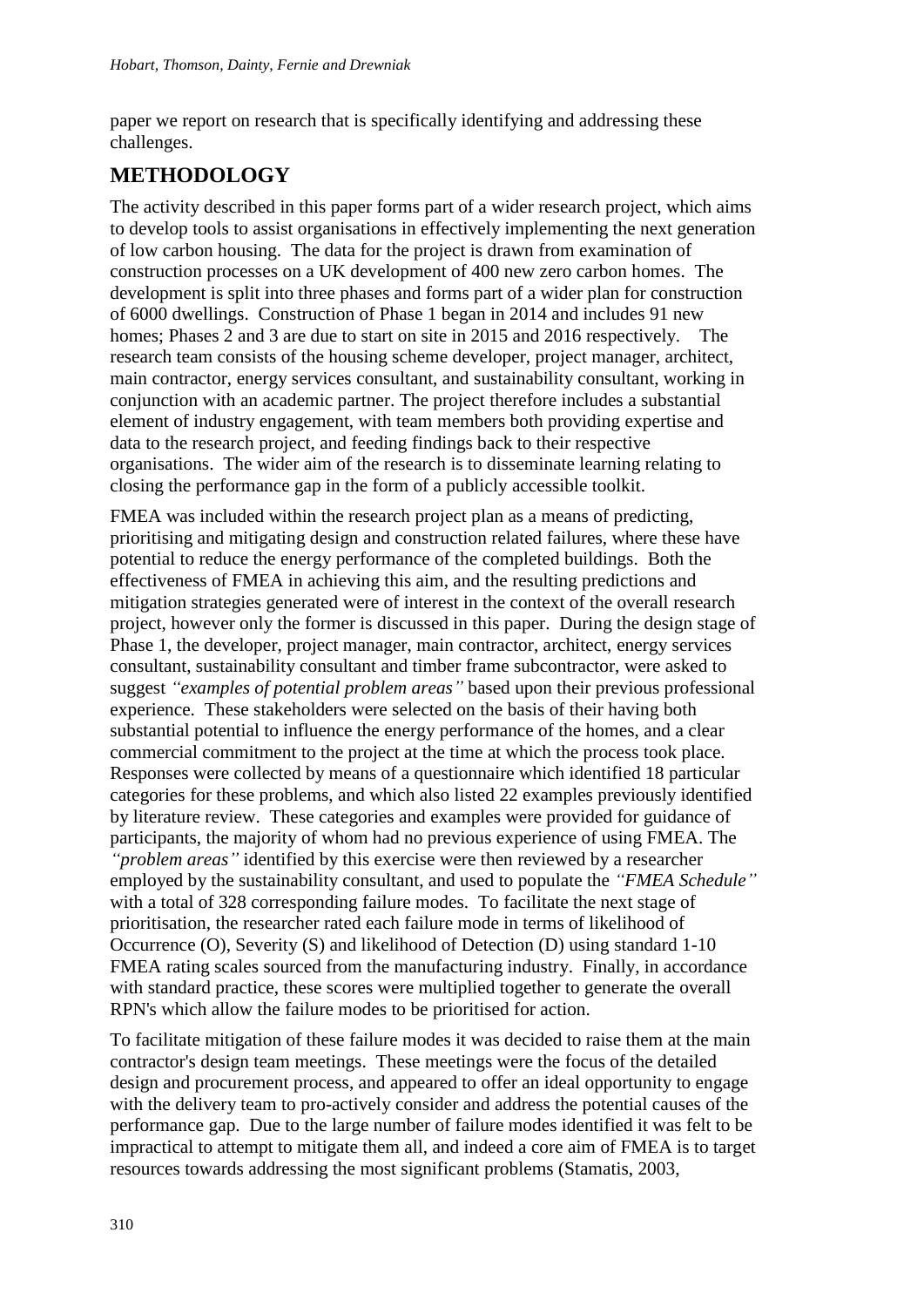paper we report on research that is specifically identifying and addressing these challenges.

## METHODOLOGY

The activity described in this paper forms part of a wider research project, which aims to develop tools to assist organisations in effectively implementing the next generation of low carbon housing. The data for the project is drawn from examination of construction processes on a UK development of 400 new zero carbon homes. The development is split into three phases and forms part of a wider plan for construction of 6000 dwellings. Construction of Phase 1 began in 2014 and includes 91 new homes; Phases 2 and 3 are due to start on site in 2015 and 2016 respectively. The research team consists of the housing scheme developer, project manager, architect, main contractor, energy services consultant, and sustainability consultant, working in conjunction with an academic partner. The project therefore includes a substantial element of industry engagement, with team members both providing expertise and data to the research project, and feeding findings back to their respective organisations. The wider aim of the research is to disseminate learning relating to closing the performance gap in the form of a publicly accessible toolkit.

FMEA was included within the research project plan as a means of predicting, prioritising and mitigating design and construction related failures, where these have potential to reduce the energy performance of the completed buildings. Both the effectiveness of FMEA in achieving this aim, and the resulting predictions and mitigation strategies generated were of interest in the context of the overall research project, however only the former is discussed in this paper. During the design stage of Phase 1, the developer, project manager, main contractor, architect, energy services consultant, sustainability consultant and timber frame subcontractor, were asked to suggest *"examples of potential problem areas"* based upon their previous professional experience. These stakeholders were selected on the basis of their having both substantial potential to influence the energy performance of the homes, and a clear commercial commitment to the project at the time at which the process took place. Responses were collected by means of a questionnaire which identified 18 particular categories for these problems, and which also listed 22 examples previously identified by literature review. These categories and examples were provided for guidance of participants, the majority of whom had no previous experience of using FMEA. The *"problem areas"* identified by this exercise were then reviewed by a researcher employed by the sustainability consultant, and used to populate the *"FMEA Schedule"* with a total of 328 corresponding failure modes. To facilitate the next stage of prioritisation, the researcher rated each failure mode in terms of likelihood of Occurrence (O), Severity (S) and likelihood of Detection (D) using standard 1-10 FMEA rating scales sourced from the manufacturing industry. Finally, in accordance with standard practice, these scores were multiplied together to generate the overall RPN's which allow the failure modes to be prioritised for action.

To facilitate mitigation of these failure modes it was decided to raise them at the main contractor's design team meetings. These meetings were the focus of the detailed design and procurement process, and appeared to offer an ideal opportunity to engage with the delivery team to pro-actively consider and address the potential causes of the performance gap. Due to the large number of failure modes identified it was felt to be impractical to attempt to mitigate them all, and indeed a core aim of FMEA is to target resources towards addressing the most significant problems (Stamatis, 2003,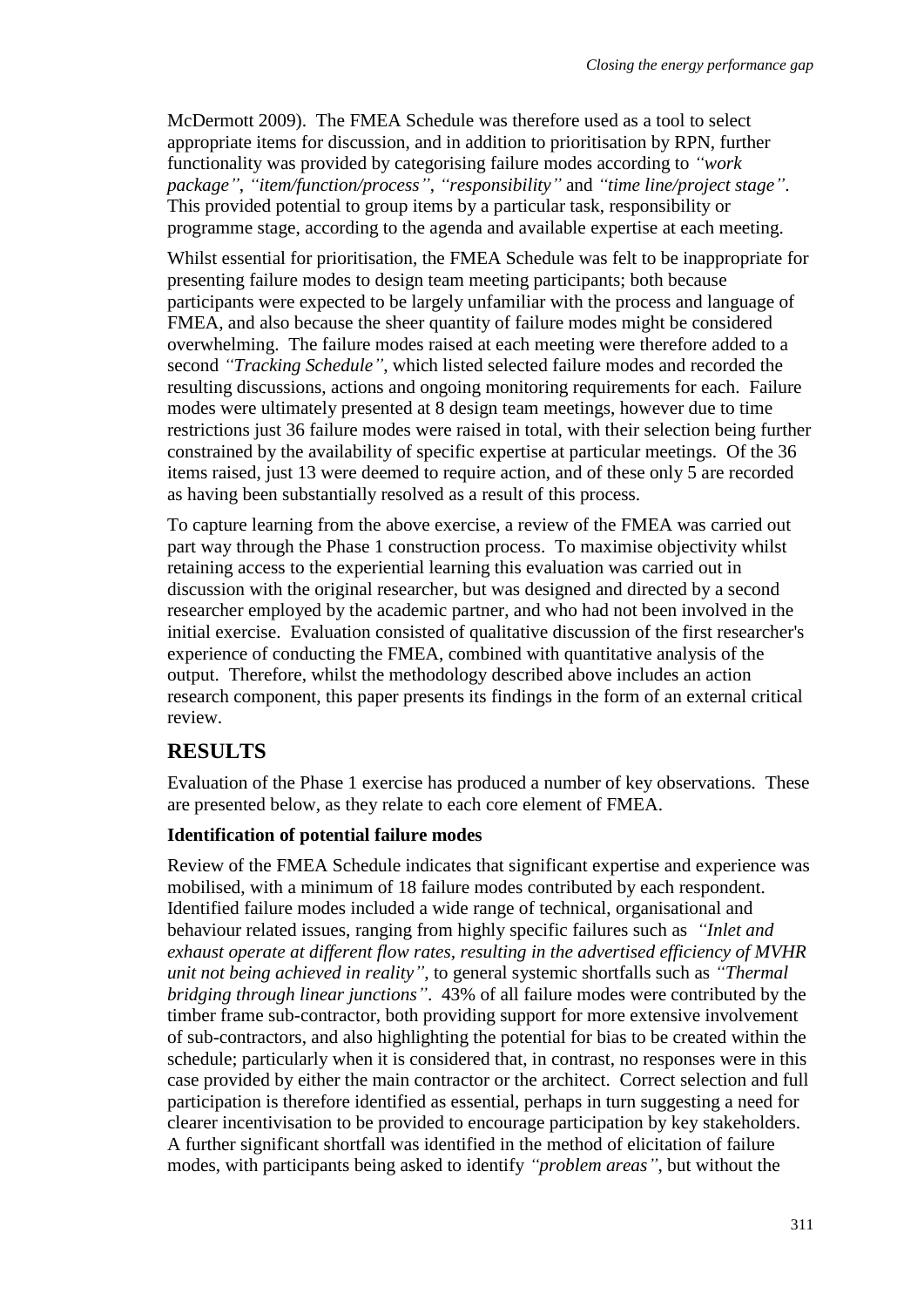McDermott 2009). The FMEA Schedule was therefore used as a tool to select appropriate items for discussion, and in addition to prioritisation by RPN, further functionality was provided by categorising failure modes according to *"work package"*, *"item/function/process"*, *"responsibility"* and *"time line/project stage"*. This provided potential to group items by a particular task, responsibility or programme stage, according to the agenda and available expertise at each meeting.

Whilst essential for prioritisation, the FMEA Schedule was felt to be inappropriate for presenting failure modes to design team meeting participants; both because participants were expected to be largely unfamiliar with the process and language of FMEA, and also because the sheer quantity of failure modes might be considered overwhelming. The failure modes raised at each meeting were therefore added to a second *"Tracking Schedule"*, which listed selected failure modes and recorded the resulting discussions, actions and ongoing monitoring requirements for each. Failure modes were ultimately presented at 8 design team meetings, however due to time restrictions just 36 failure modes were raised in total, with their selection being further constrained by the availability of specific expertise at particular meetings. Of the 36 items raised, just 13 were deemed to require action, and of these only 5 are recorded as having been substantially resolved as a result of this process.

To capture learning from the above exercise, a review of the FMEA was carried out part way through the Phase 1 construction process. To maximise objectivity whilst retaining access to the experiential learning this evaluation was carried out in discussion with the original researcher, but was designed and directed by a second researcher employed by the academic partner, and who had not been involved in the initial exercise. Evaluation consisted of qualitative discussion of the first researcher's experience of conducting the FMEA, combined with quantitative analysis of the output. Therefore, whilst the methodology described above includes an action research component, this paper presents its findings in the form of an external critical review.

## RESULTS

Evaluation of the Phase 1 exercise has produced a number of key observations. These are presented below, as they relate to each core element of FMEA.

**Identification of potential failure modes**

Review of the FMEA Schedule indicates that significant expertise and experience was mobilised, with a minimum of 18 failure modes contributed by each respondent. Identified failure modes included a wide range of technical, organisational and behaviour related issues, ranging from highly specific failures such as *"Inlet and exhaust operate at different flow rates, resulting in the advertised efficiency of MVHR unit not being achieved in reality"*, to general systemic shortfalls such as *"Thermal bridging through linear junctions"*. 43% of all failure modes were contributed by the timber frame sub-contractor, both providing support for more extensive involvement of sub-contractors, and also highlighting the potential for bias to be created within the schedule; particularly when it is considered that, in contrast, no responses were in this case provided by either the main contractor or the architect. Correct selection and full participation is therefore identified as essential, perhaps in turn suggesting a need for clearer incentivisation to be provided to encourage participation by key stakeholders. A further significant shortfall was identified in the method of elicitation of failure modes, with participants being asked to identify *"problem areas"*, but without the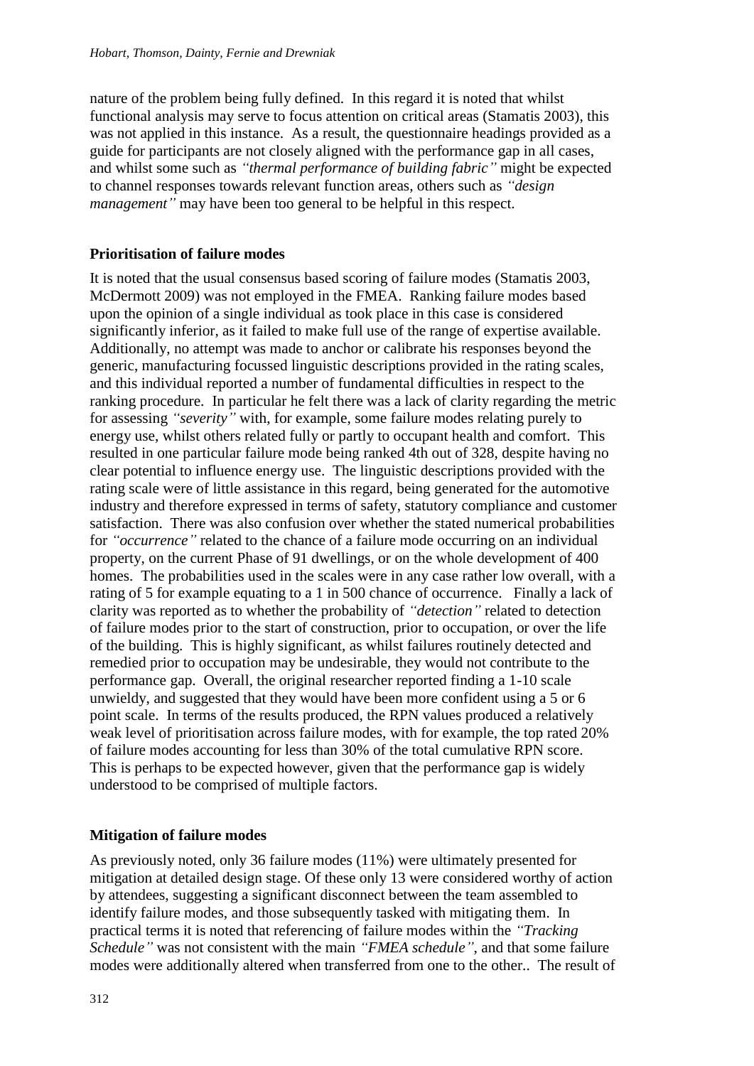nature of the problem being fully defined. In this regard it is noted that whilst functional analysis may serve to focus attention on critical areas (Stamatis 2003), this was not applied in this instance. As a result, the questionnaire headings provided as a guide for participants are not closely aligned with the performance gap in all cases, and whilst some such as *"thermal performance of building fabric"* might be expected to channel responses towards relevant function areas, others such as *"design management"* may have been too general to be helpful in this respect.

**Prioritisation of failure modes**

It is noted that the usual consensus based scoring of failure modes (Stamatis 2003, McDermott 2009) was not employed in the FMEA. Ranking failure modes based upon the opinion of a single individual as took place in this case is considered significantly inferior, as it failed to make full use of the range of expertise available. Additionally, no attempt was made to anchor or calibrate his responses beyond the generic, manufacturing focussed linguistic descriptions provided in the rating scales, and this individual reported a number of fundamental difficulties in respect to the ranking procedure. In particular he felt there was a lack of clarity regarding the metric for assessing *"severity"* with, for example, some failure modes relating purely to energy use, whilst others related fully or partly to occupant health and comfort. This resulted in one particular failure mode being ranked 4th out of 328, despite having no clear potential to influence energy use. The linguistic descriptions provided with the rating scale were of little assistance in this regard, being generated for the automotive industry and therefore expressed in terms of safety, statutory compliance and customer satisfaction. There was also confusion over whether the stated numerical probabilities for *"occurrence"* related to the chance of a failure mode occurring on an individual property, on the current Phase of 91 dwellings, or on the whole development of 400 homes. The probabilities used in the scales were in any case rather low overall, with a rating of 5 for example equating to a 1 in 500 chance of occurrence. Finally a lack of clarity was reported as to whether the probability of *"detection"* related to detection of failure modes prior to the start of construction, prior to occupation, or over the life of the building. This is highly significant, as whilst failures routinely detected and remedied prior to occupation may be undesirable, they would not contribute to the performance gap. Overall, the original researcher reported finding a 1-10 scale unwieldy, and suggested that they would have been more confident using a 5 or 6 point scale. In terms of the results produced, the RPN values produced a relatively weak level of prioritisation across failure modes, with for example, the top rated 20% of failure modes accounting for less than 30% of the total cumulative RPN score. This is perhaps to be expected however, given that the performance gap is widely understood to be comprised of multiple factors.

**Mitigation of failure modes**

As previously noted, only 36 failure modes (11%) were ultimately presented for mitigation at detailed design stage. Of these only 13 were considered worthy of action by attendees, suggesting a significant disconnect between the team assembled to identify failure modes, and those subsequently tasked with mitigating them. In practical terms it is noted that referencing of failure modes within the *"Tracking Schedule"* was not consistent with the main *"FMEA schedule"*, and that some failure modes were additionally altered when transferred from one to the other.. The result of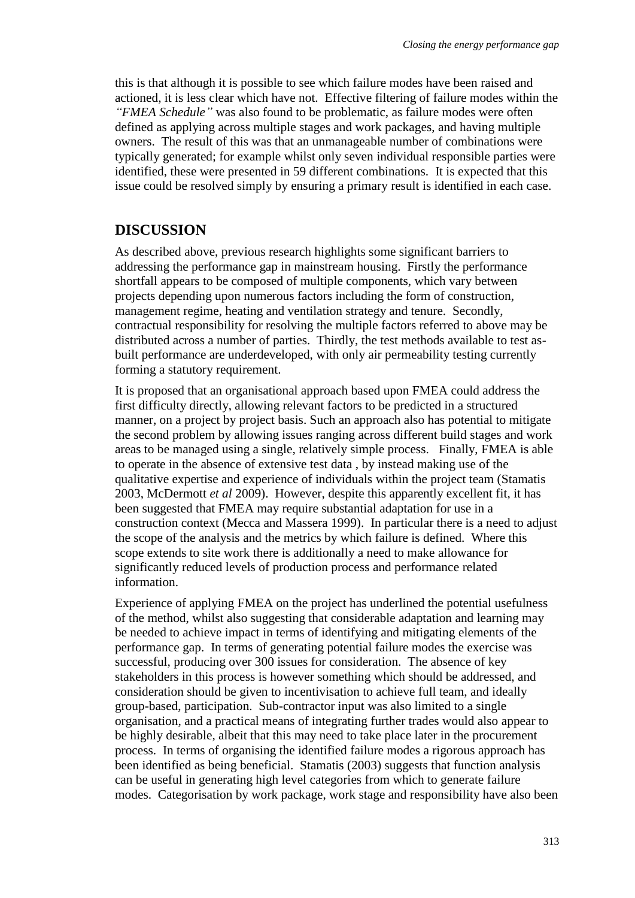this is that although it is possible to see which failure modes have been raised and actioned, it is less clear which have not. Effective filtering of failure modes within the *"FMEA Schedule"* was also found to be problematic, as failure modes were often defined as applying across multiple stages and work packages, and having multiple owners. The result of this was that an unmanageable number of combinations were typically generated; for example whilst only seven individual responsible parties were identified, these were presented in 59 different combinations. It is expected that this issue could be resolved simply by ensuring a primary result is identified in each case.

## DISCUSSION

As described above, previous research highlights some significant barriers to addressing the performance gap in mainstream housing. Firstly the performance shortfall appears to be composed of multiple components, which vary between projects depending upon numerous factors including the form of construction, management regime, heating and ventilation strategy and tenure. Secondly, contractual responsibility for resolving the multiple factors referred to above may be distributed across a number of parties. Thirdly, the test methods available to test as-built performance are underdeveloped, with only air permeability testing currently forming a statutory requirement.

It is proposed that an organisational approach based upon FMEA could address the first difficulty directly, allowing relevant factors to be predicted in a structured manner, on a project by project basis. Such an approach also has potential to mitigate the second problem by allowing issues ranging across different build stages and work areas to be managed using a single, relatively simple process. Finally, FMEA is able to operate in the absence of extensive test data , by instead making use of the qualitative expertise and experience of individuals within the project team (Stamatis 2003, McDermott *et al* 2009). However, despite this apparently excellent fit, it has been suggested that FMEA may require substantial adaptation for use in a construction context (Mecca and Massera 1999). In particular there is a need to adjust the scope of the analysis and the metrics by which failure is defined. Where this scope extends to site work there is additionally a need to make allowance for significantly reduced levels of production process and performance related information.

Experience of applying FMEA on the project has underlined the potential usefulness of the method, whilst also suggesting that considerable adaptation and learning may be needed to achieve impact in terms of identifying and mitigating elements of the performance gap. In terms of generating potential failure modes the exercise was successful, producing over 300 issues for consideration. The absence of key stakeholders in this process is however something which should be addressed, and consideration should be given to incentivisation to achieve full team, and ideally group-based, participation. Sub-contractor input was also limited to a single organisation, and a practical means of integrating further trades would also appear to be highly desirable, albeit that this may need to take place later in the procurement process. In terms of organising the identified failure modes a rigorous approach has been identified as being beneficial. Stamatis (2003) suggests that function analysis can be useful in generating high level categories from which to generate failure modes. Categorisation by work package, work stage and responsibility have also been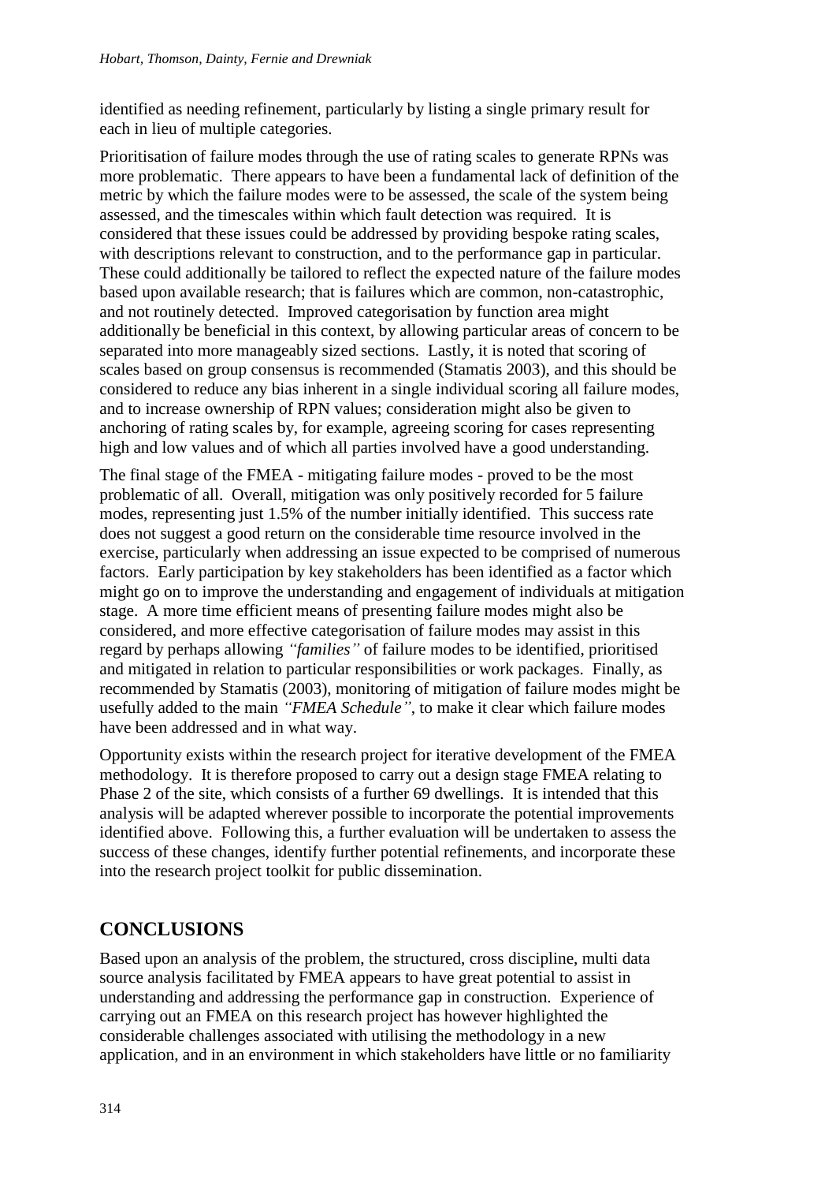identified as needing refinement, particularly by listing a single primary result for each in lieu of multiple categories.

Prioritisation of failure modes through the use of rating scales to generate RPNs was more problematic. There appears to have been a fundamental lack of definition of the metric by which the failure modes were to be assessed, the scale of the system being assessed, and the timescales within which fault detection was required. It is considered that these issues could be addressed by providing bespoke rating scales, with descriptions relevant to construction, and to the performance gap in particular. These could additionally be tailored to reflect the expected nature of the failure modes based upon available research; that is failures which are common, non-catastrophic, and not routinely detected. Improved categorisation by function area might additionally be beneficial in this context, by allowing particular areas of concern to be separated into more manageably sized sections. Lastly, it is noted that scoring of scales based on group consensus is recommended (Stamatis 2003), and this should be considered to reduce any bias inherent in a single individual scoring all failure modes, and to increase ownership of RPN values; consideration might also be given to anchoring of rating scales by, for example, agreeing scoring for cases representing high and low values and of which all parties involved have a good understanding.

The final stage of the FMEA - mitigating failure modes - proved to be the most problematic of all. Overall, mitigation was only positively recorded for 5 failure modes, representing just 1.5% of the number initially identified. This success rate does not suggest a good return on the considerable time resource involved in the exercise, particularly when addressing an issue expected to be comprised of numerous factors. Early participation by key stakeholders has been identified as a factor which might go on to improve the understanding and engagement of individuals at mitigation stage. A more time efficient means of presenting failure modes might also be considered, and more effective categorisation of failure modes may assist in this regard by perhaps allowing *"families"* of failure modes to be identified, prioritised and mitigated in relation to particular responsibilities or work packages. Finally, as recommended by Stamatis (2003), monitoring of mitigation of failure modes might be usefully added to the main *"FMEA Schedule"*, to make it clear which failure modes have been addressed and in what way.

Opportunity exists within the research project for iterative development of the FMEA methodology. It is therefore proposed to carry out a design stage FMEA relating to Phase 2 of the site, which consists of a further 69 dwellings. It is intended that this analysis will be adapted wherever possible to incorporate the potential improvements identified above. Following this, a further evaluation will be undertaken to assess the success of these changes, identify further potential refinements, and incorporate these into the research project toolkit for public dissemination.

## CONCLUSIONS

Based upon an analysis of the problem, the structured, cross discipline, multi data source analysis facilitated by FMEA appears to have great potential to assist in understanding and addressing the performance gap in construction. Experience of carrying out an FMEA on this research project has however highlighted the considerable challenges associated with utilising the methodology in a new application, and in an environment in which stakeholders have little or no familiarity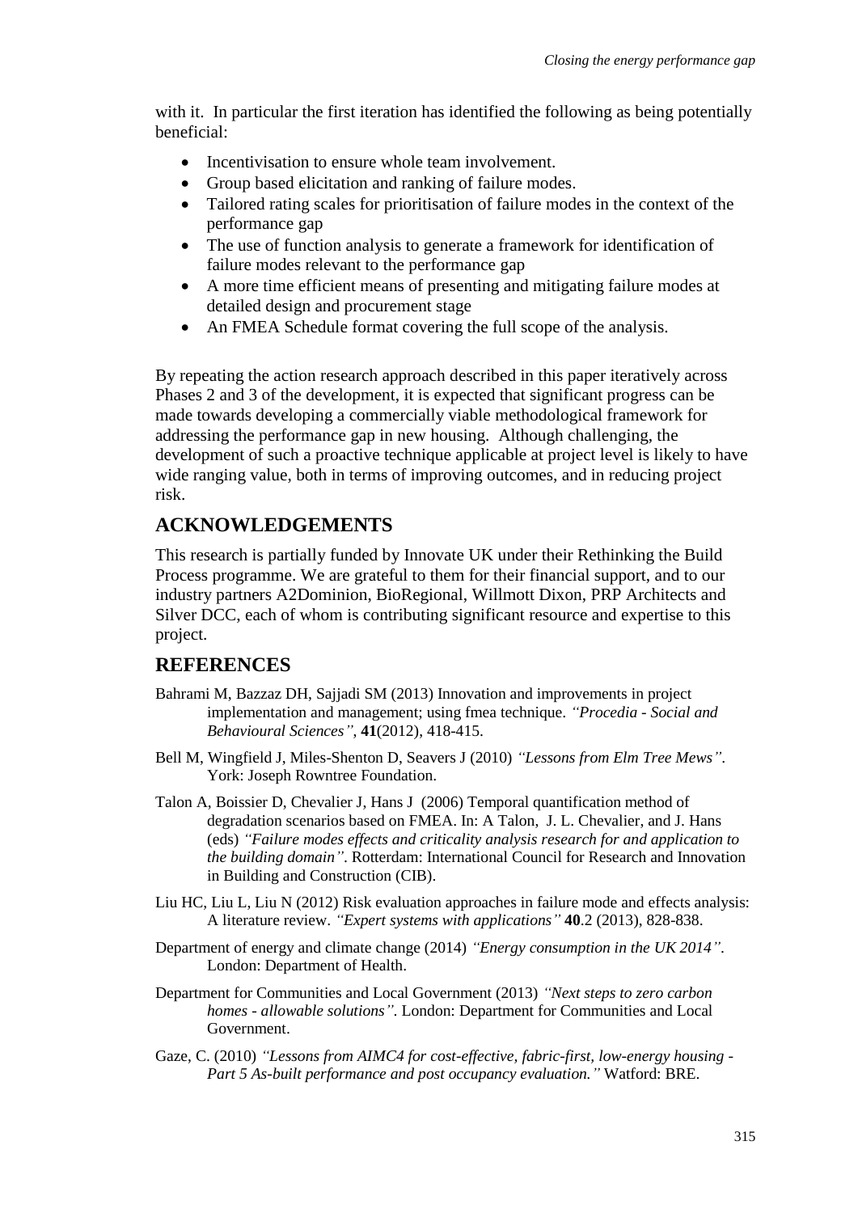with it. In particular the first iteration has identified the following as being potentially beneficial:

- Incentivisation to ensure whole team involvement.
- Group based elicitation and ranking of failure modes.
- Tailored rating scales for prioritisation of failure modes in the context of the performance gap
- The use of function analysis to generate a framework for identification of failure modes relevant to the performance gap
- A more time efficient means of presenting and mitigating failure modes at detailed design and procurement stage
- An FMEA Schedule format covering the full scope of the analysis.

By repeating the action research approach described in this paper iteratively across Phases 2 and 3 of the development, it is expected that significant progress can be made towards developing a commercially viable methodological framework for addressing the performance gap in new housing. Although challenging, the development of such a proactive technique applicable at project level is likely to have wide ranging value, both in terms of improving outcomes, and in reducing project risk.

## ACKNOWLEDGEMENTS

This research is partially funded by Innovate UK under their Rethinking the Build Process programme. We are grateful to them for their financial support, and to our industry partners A2Dominion, BioRegional, Willmott Dixon, PRP Architects and Silver DCC, each of whom is contributing significant resource and expertise to this project.

## REFERENCES

Bahrami M, Bazzaz DH, Sajjadi SM (2013) Innovation and improvements in project implementation and management; using fmea technique. *"Procedia - Social and Behavioural Sciences"*, **41**(2012), 418-415.

Bell M, Wingfield J, Miles-Shenton D, Seavers J (2010) *"Lessons from Elm Tree Mews"*. York: Joseph Rowntree Foundation.

Talon A, Boissier D, Chevalier J, Hans J (2006) Temporal quantification method of degradation scenarios based on FMEA. In: A Talon, J. L. Chevalier, and J. Hans (eds) *"Failure modes effects and criticality analysis research for and application to the building domain"*. Rotterdam: International Council for Research and Innovation in Building and Construction (CIB).

Liu HC, Liu L, Liu N (2012) Risk evaluation approaches in failure mode and effects analysis: A literature review. *"Expert systems with applications"* **40**.2 (2013), 828-838.

Department of energy and climate change (2014) *"Energy consumption in the UK 2014"*. London: Department of Health.

Department for Communities and Local Government (2013) *"Next steps to zero carbon homes - allowable solutions"*. London: Department for Communities and Local Government.

Gaze, C. (2010) *"Lessons from AIMC4 for cost-effective, fabric-first, low-energy housing - Part 5 As-built performance and post occupancy evaluation."* Watford: BRE.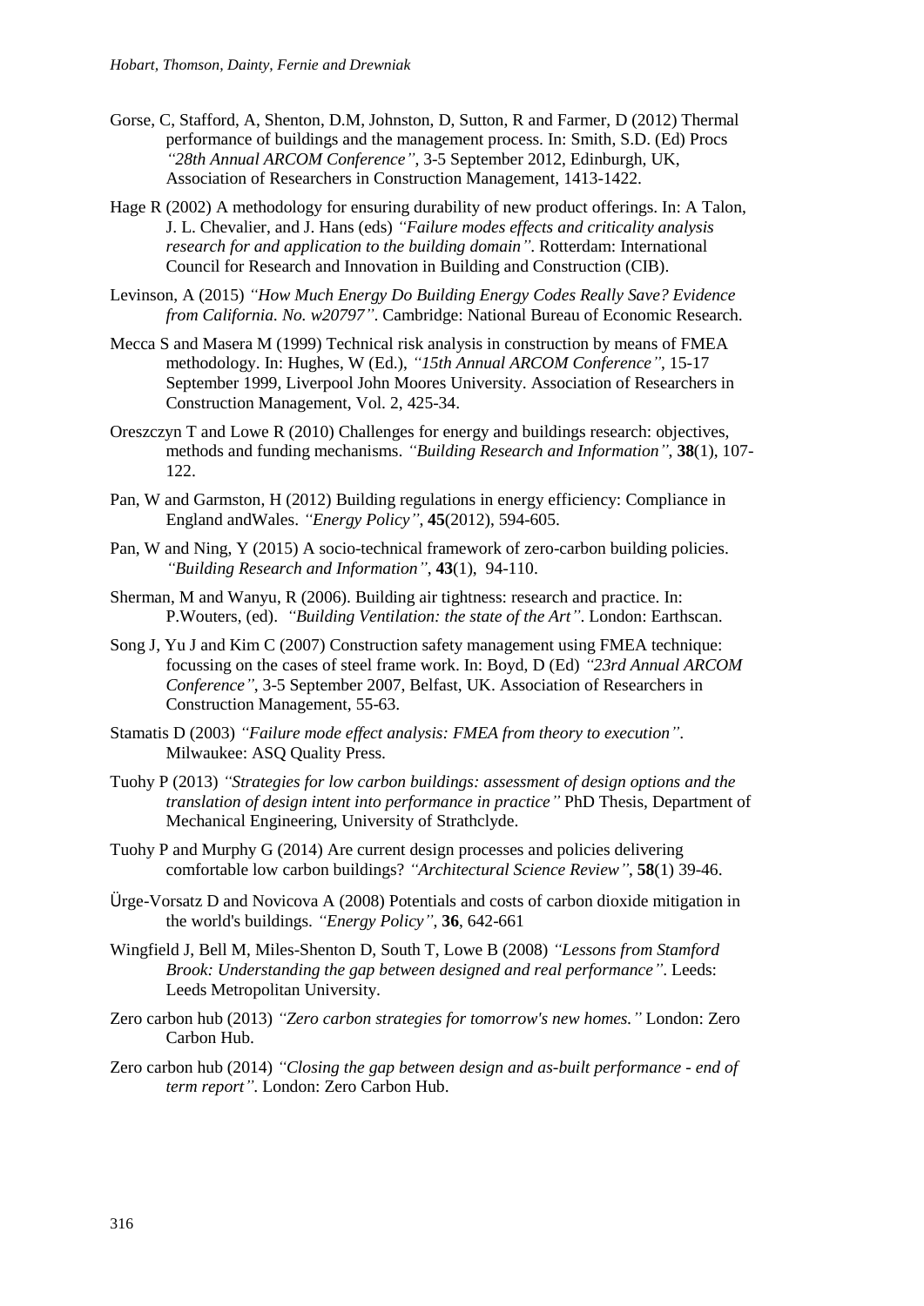Gorse, C, Stafford, A, Shenton, D.M, Johnston, D, Sutton, R and Farmer, D (2012) Thermal performance of buildings and the management process. In: Smith, S.D. (Ed) Procs *"28th Annual ARCOM Conference"*, 3-5 September 2012, Edinburgh, UK, Association of Researchers in Construction Management, 1413-1422.

Hage R (2002) A methodology for ensuring durability of new product offerings. In: A Talon, J. L. Chevalier, and J. Hans (eds) *"Failure modes effects and criticality analysis research for and application to the building domain"*. Rotterdam: International Council for Research and Innovation in Building and Construction (CIB).

Levinson, A (2015) *"How Much Energy Do Building Energy Codes Really Save? Evidence from California. No. w20797"*. Cambridge: National Bureau of Economic Research.

Mecca S and Masera M (1999) Technical risk analysis in construction by means of FMEA methodology. In: Hughes, W (Ed.), *"15th Annual ARCOM Conference"*, 15-17 September 1999, Liverpool John Moores University. Association of Researchers in Construction Management, Vol. 2, 425-34.

Oreszczyn T and Lowe R (2010) Challenges for energy and buildings research: objectives, methods and funding mechanisms. *"Building Research and Information"*, **38**(1), 107-122.

Pan, W and Garmston, H (2012) Building regulations in energy efficiency: Compliance in England andWales. *"Energy Policy"*, **45**(2012), 594-605.

Pan, W and Ning, Y (2015) A socio-technical framework of zero-carbon building policies. *"Building Research and Information"*, **43**(1), 94-110.

Sherman, M and Wanyu, R (2006). Building air tightness: research and practice. In: P.Wouters, (ed). *"Building Ventilation: the state of the Art"*. London: Earthscan.

Song J, Yu J and Kim C (2007) Construction safety management using FMEA technique: focussing on the cases of steel frame work. In: Boyd, D (Ed) *"23rd Annual ARCOM Conference"*, 3-5 September 2007, Belfast, UK. Association of Researchers in Construction Management, 55-63.

Stamatis D (2003) *"Failure mode effect analysis: FMEA from theory to execution"*. Milwaukee: ASQ Quality Press.

Tuohy P (2013) *"Strategies for low carbon buildings: assessment of design options and the translation of design intent into performance in practice"* PhD Thesis, Department of Mechanical Engineering, University of Strathclyde.

Tuohy P and Murphy G (2014) Are current design processes and policies delivering comfortable low carbon buildings? *"Architectural Science Review"*, **58**(1) 39-46.

Ürge-Vorsatz D and Novicova A (2008) Potentials and costs of carbon dioxide mitigation in the world's buildings. *"Energy Policy"*, **36**, 642-661

Wingfield J, Bell M, Miles-Shenton D, South T, Lowe B (2008) *"Lessons from Stamford Brook: Understanding the gap between designed and real performance"*. Leeds: Leeds Metropolitan University.

Zero carbon hub (2013) *"Zero carbon strategies for tomorrow's new homes."* London: Zero Carbon Hub.

Zero carbon hub (2014) *"Closing the gap between design and as-built performance - end of term report"*. London: Zero Carbon Hub.